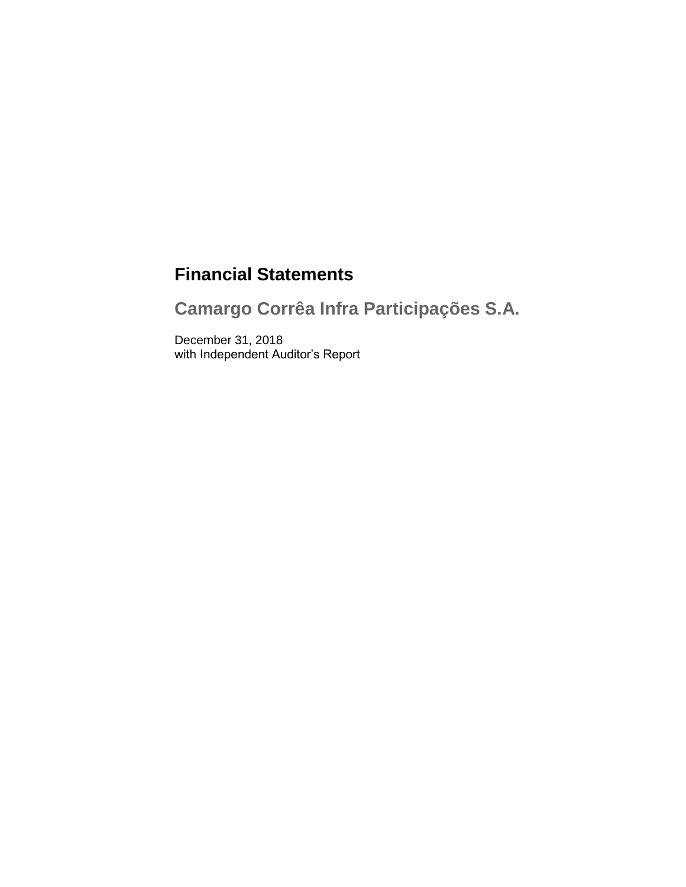# Financial Statements

## Camargo Corrêa Infra Participações S.A.

December 31, 2018
with Independent Auditor’s Report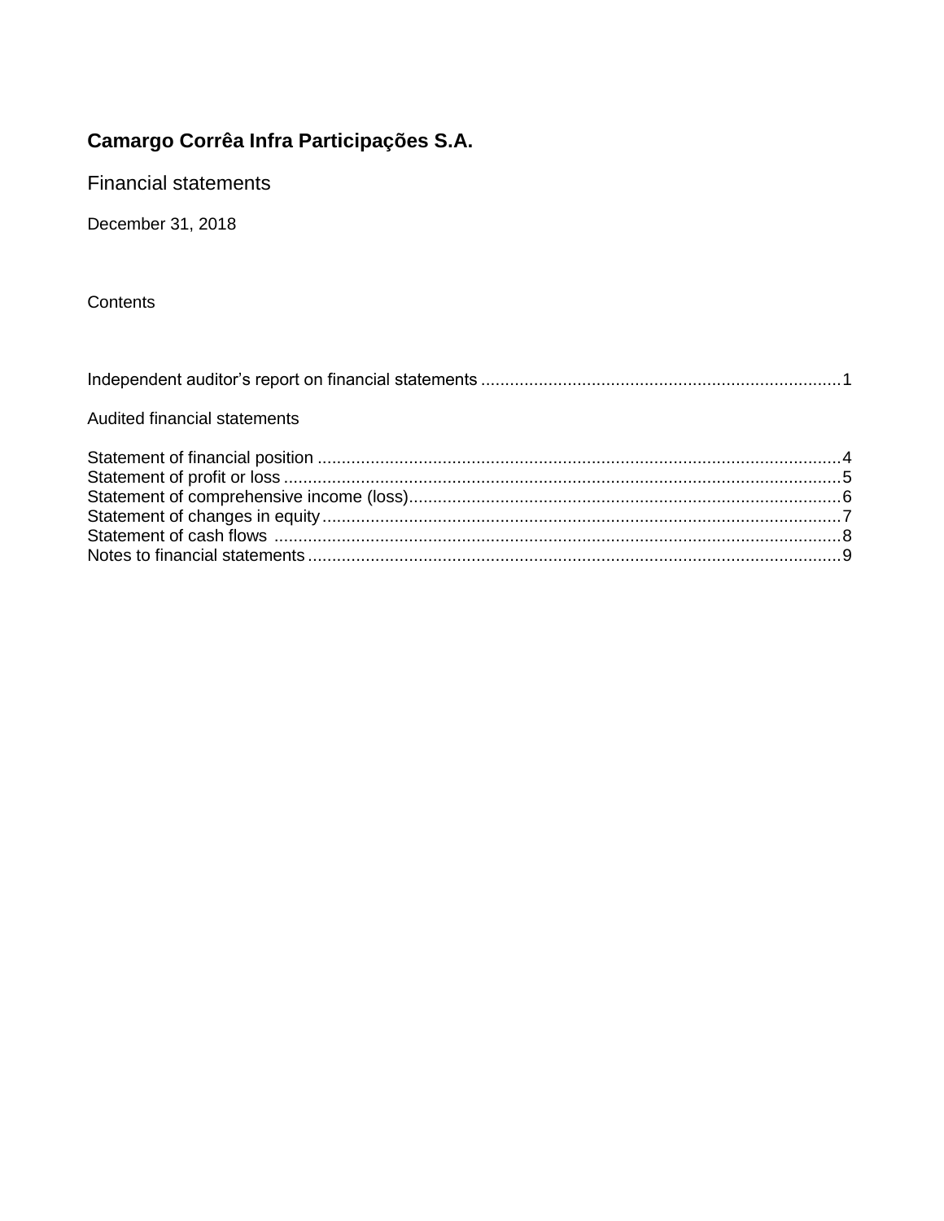# Camargo Corrêa Infra Participações S.A.

## Financial statements

December 31, 2018

Contents

| | |
|---|---|
| Independent auditor's report on financial statements | 1 |
| **Audited financial statements** | |
| Statement of financial position | 4 |
| Statement of profit or loss | 5 |
| Statement of comprehensive income (loss) | 6 |
| Statement of changes in equity | 7 |
| Statement of cash flows | 8 |
| Notes to financial statements | 9 |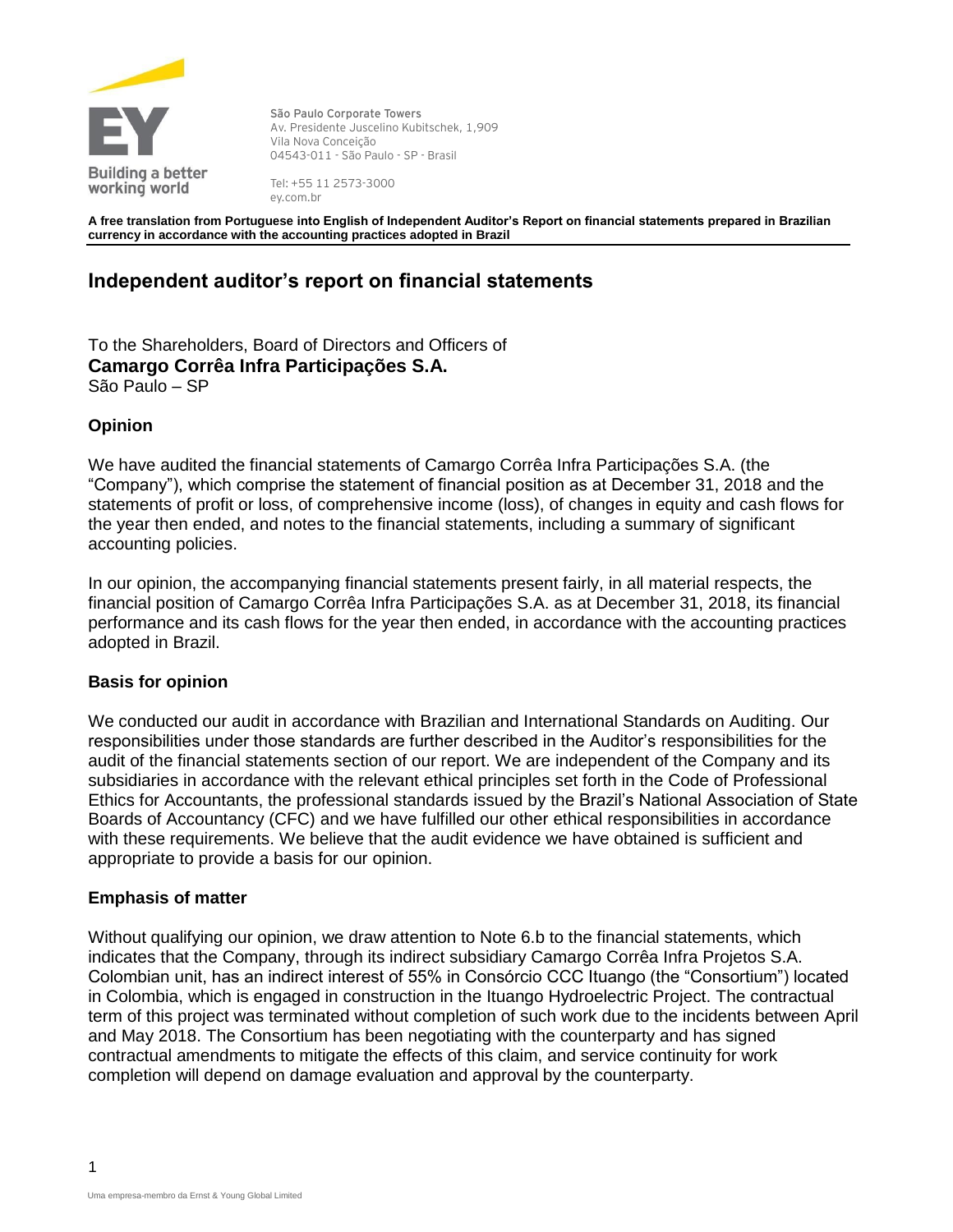São Paulo Corporate Towers
Av. Presidente Juscelino Kubitschek, 1,909
Vila Nova Conceição
04543-011 - São Paulo - SP - Brasil

Tel: +55 11 2573-3000
ey.com.br

**A free translation from Portuguese into English of Independent Auditor's Report on financial statements prepared in Brazilian currency in accordance with the accounting practices adopted in Brazil**

# Independent auditor's report on financial statements

To the Shareholders, Board of Directors and Officers of
**Camargo Corrêa Infra Participações S.A.**
São Paulo – SP

## Opinion

We have audited the financial statements of Camargo Corrêa Infra Participações S.A. (the "Company"), which comprise the statement of financial position as at December 31, 2018 and the statements of profit or loss, of comprehensive income (loss), of changes in equity and cash flows for the year then ended, and notes to the financial statements, including a summary of significant accounting policies.

In our opinion, the accompanying financial statements present fairly, in all material respects, the financial position of Camargo Corrêa Infra Participações S.A. as at December 31, 2018, its financial performance and its cash flows for the year then ended, in accordance with the accounting practices adopted in Brazil.

## Basis for opinion

We conducted our audit in accordance with Brazilian and International Standards on Auditing. Our responsibilities under those standards are further described in the Auditor's responsibilities for the audit of the financial statements section of our report. We are independent of the Company and its subsidiaries in accordance with the relevant ethical principles set forth in the Code of Professional Ethics for Accountants, the professional standards issued by the Brazil's National Association of State Boards of Accountancy (CFC) and we have fulfilled our other ethical responsibilities in accordance with these requirements. We believe that the audit evidence we have obtained is sufficient and appropriate to provide a basis for our opinion.

## Emphasis of matter

Without qualifying our opinion, we draw attention to Note 6.b to the financial statements, which indicates that the Company, through its indirect subsidiary Camargo Corrêa Infra Projetos S.A. Colombian unit, has an indirect interest of 55% in Consórcio CCC Ituango (the "Consortium") located in Colombia, which is engaged in construction in the Ituango Hydroelectric Project. The contractual term of this project was terminated without completion of such work due to the incidents between April and May 2018. The Consortium has been negotiating with the counterparty and has signed contractual amendments to mitigate the effects of this claim, and service continuity for work completion will depend on damage evaluation and approval by the counterparty.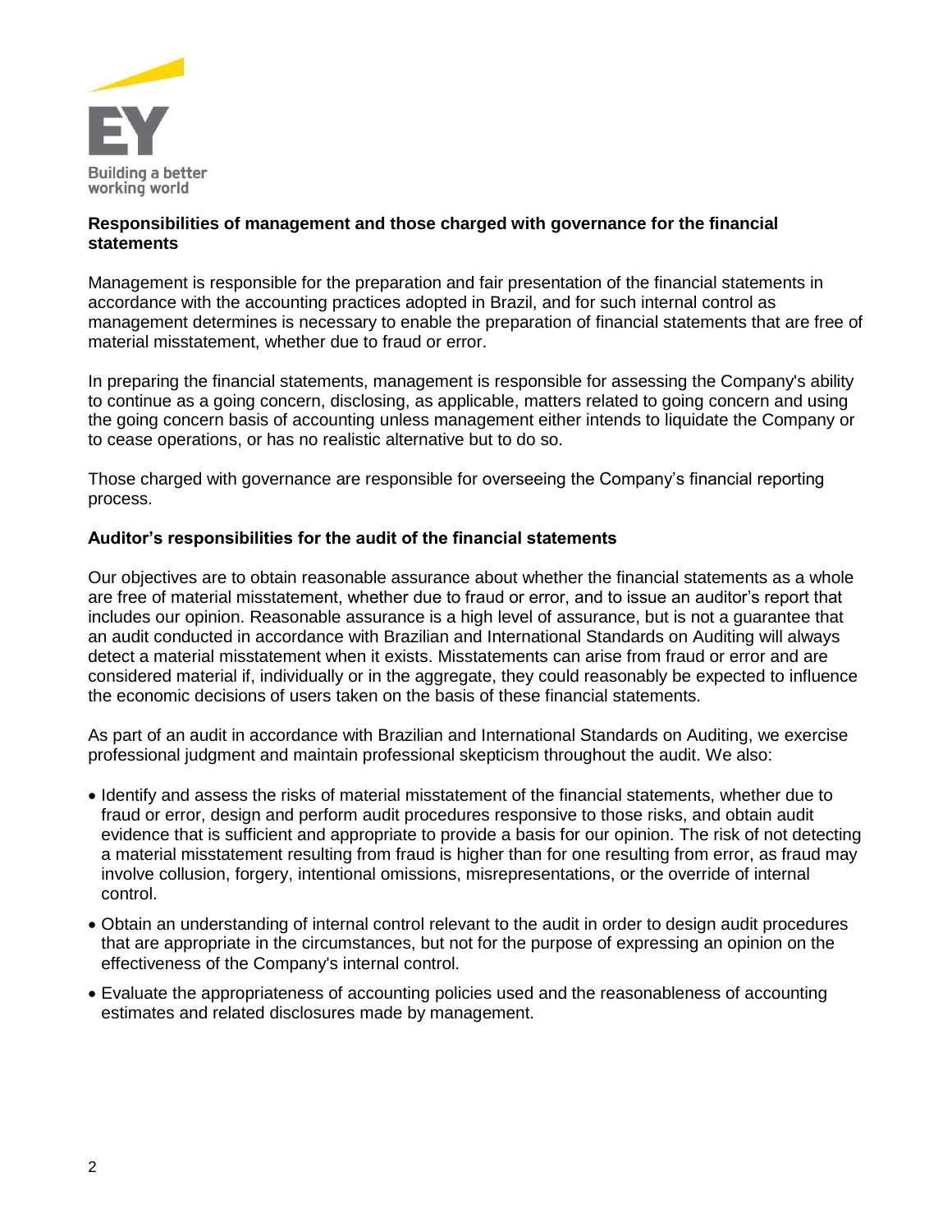**Responsibilities of management and those charged with governance for the financial statements**

Management is responsible for the preparation and fair presentation of the financial statements in accordance with the accounting practices adopted in Brazil, and for such internal control as management determines is necessary to enable the preparation of financial statements that are free of material misstatement, whether due to fraud or error.

In preparing the financial statements, management is responsible for assessing the Company's ability to continue as a going concern, disclosing, as applicable, matters related to going concern and using the going concern basis of accounting unless management either intends to liquidate the Company or to cease operations, or has no realistic alternative but to do so.

Those charged with governance are responsible for overseeing the Company's financial reporting process.

**Auditor's responsibilities for the audit of the financial statements**

Our objectives are to obtain reasonable assurance about whether the financial statements as a whole are free of material misstatement, whether due to fraud or error, and to issue an auditor's report that includes our opinion. Reasonable assurance is a high level of assurance, but is not a guarantee that an audit conducted in accordance with Brazilian and International Standards on Auditing will always detect a material misstatement when it exists. Misstatements can arise from fraud or error and are considered material if, individually or in the aggregate, they could reasonably be expected to influence the economic decisions of users taken on the basis of these financial statements.

As part of an audit in accordance with Brazilian and International Standards on Auditing, we exercise professional judgment and maintain professional skepticism throughout the audit. We also:

- Identify and assess the risks of material misstatement of the financial statements, whether due to fraud or error, design and perform audit procedures responsive to those risks, and obtain audit evidence that is sufficient and appropriate to provide a basis for our opinion. The risk of not detecting a material misstatement resulting from fraud is higher than for one resulting from error, as fraud may involve collusion, forgery, intentional omissions, misrepresentations, or the override of internal control.
- Obtain an understanding of internal control relevant to the audit in order to design audit procedures that are appropriate in the circumstances, but not for the purpose of expressing an opinion on the effectiveness of the Company's internal control.
- Evaluate the appropriateness of accounting policies used and the reasonableness of accounting estimates and related disclosures made by management.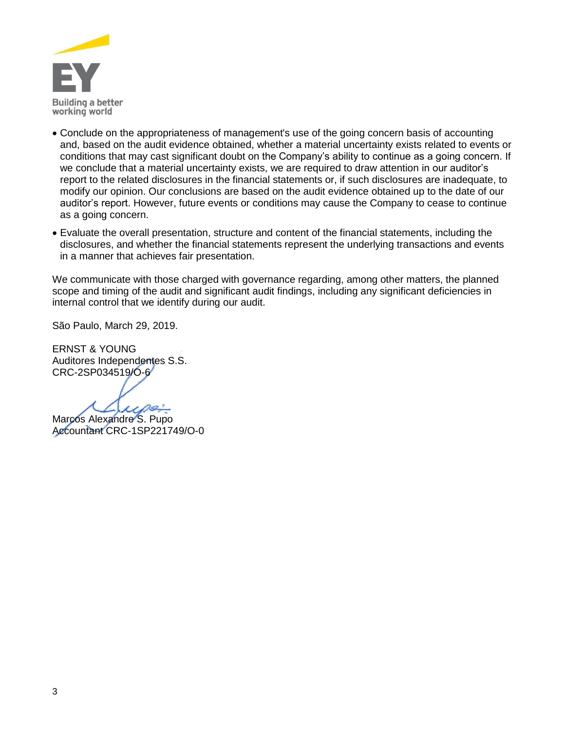- Conclude on the appropriateness of management's use of the going concern basis of accounting and, based on the audit evidence obtained, whether a material uncertainty exists related to events or conditions that may cast significant doubt on the Company's ability to continue as a going concern. If we conclude that a material uncertainty exists, we are required to draw attention in our auditor's report to the related disclosures in the financial statements or, if such disclosures are inadequate, to modify our opinion. Our conclusions are based on the audit evidence obtained up to the date of our auditor's report. However, future events or conditions may cause the Company to cease to continue as a going concern.
- Evaluate the overall presentation, structure and content of the financial statements, including the disclosures, and whether the financial statements represent the underlying transactions and events in a manner that achieves fair presentation.

We communicate with those charged with governance regarding, among other matters, the planned scope and timing of the audit and significant audit findings, including any significant deficiencies in internal control that we identify during our audit.

São Paulo, March 29, 2019.

ERNST & YOUNG
Auditores Independentes S.S.
CRC-2SP034519/O-6

Marcos Alexandre S. Pupo
Accountant CRC-1SP221749/O-0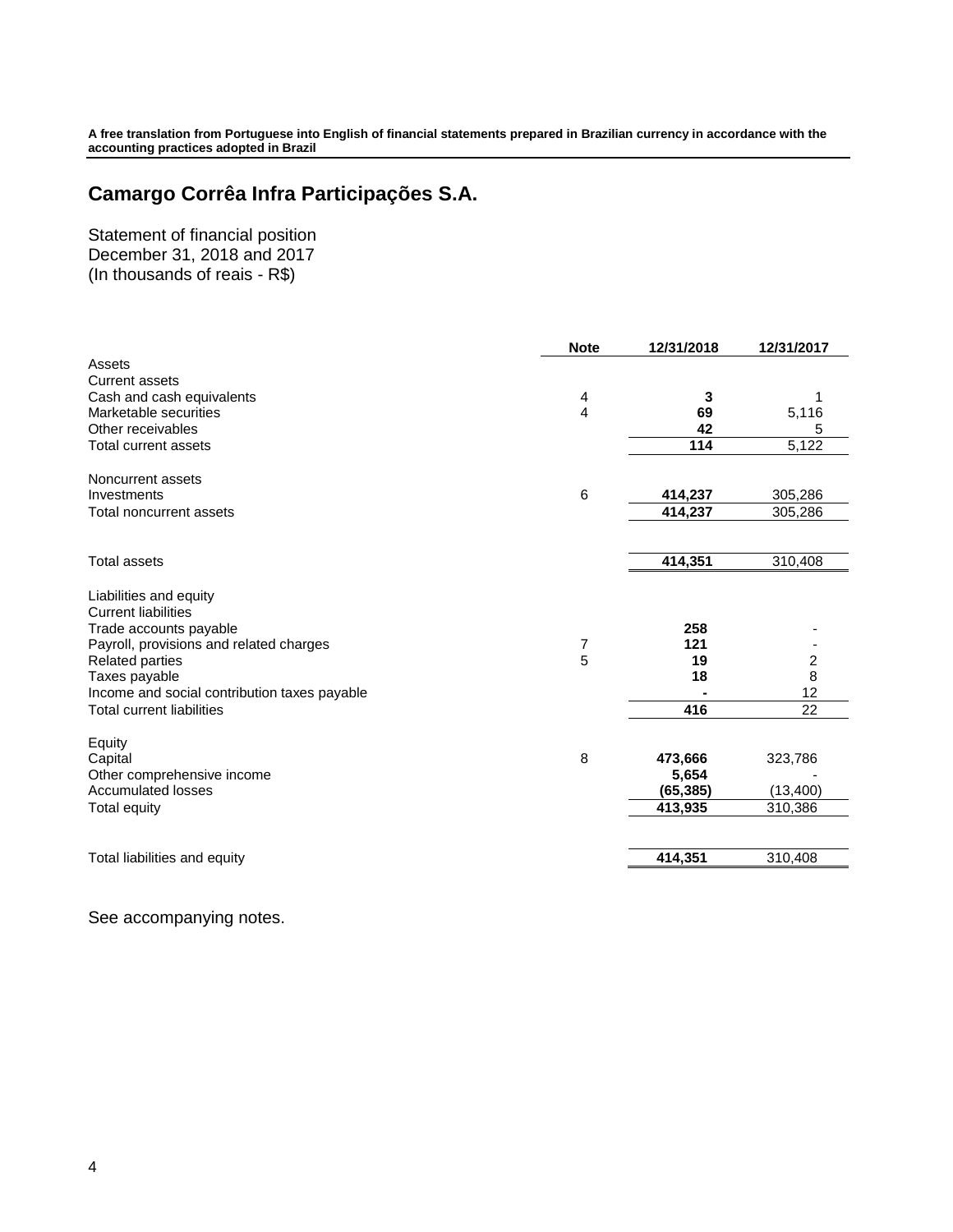**A free translation from Portuguese into English of financial statements prepared in Brazilian currency in accordance with the accounting practices adopted in Brazil**

# Camargo Corrêa Infra Participações S.A.

Statement of financial position
December 31, 2018 and 2017
(In thousands of reais - R$)

| | Note | 12/31/2018 | 12/31/2017 |
|---|---|---|---|
| Assets | | | |
| Current assets | | | |
| Cash and cash equivalents | 4 | **3** | 1 |
| Marketable securities | 4 | **69** | 5,116 |
| Other receivables | | **42** | 5 |
| Total current assets | | **114** | 5,122 |
| | | | |
| Noncurrent assets | | | |
| Investments | 6 | **414,237** | 305,286 |
| Total noncurrent assets | | **414,237** | 305,286 |
| | | | |
| Total assets | | **414,351** | 310,408 |
| | | | |
| Liabilities and equity | | | |
| Current liabilities | | | |
| Trade accounts payable | | **258** | - |
| Payroll, provisions and related charges | 7 | **121** | - |
| Related parties | 5 | **19** | 2 |
| Taxes payable | | **18** | 8 |
| Income and social contribution taxes payable | | **-** | 12 |
| Total current liabilities | | **416** | 22 |
| | | | |
| Equity | | | |
| Capital | 8 | **473,666** | 323,786 |
| Other comprehensive income | | **5,654** | - |
| Accumulated losses | | **(65,385)** | (13,400) |
| Total equity | | **413,935** | 310,386 |
| | | | |
| Total liabilities and equity | | **414,351** | 310,408 |

See accompanying notes.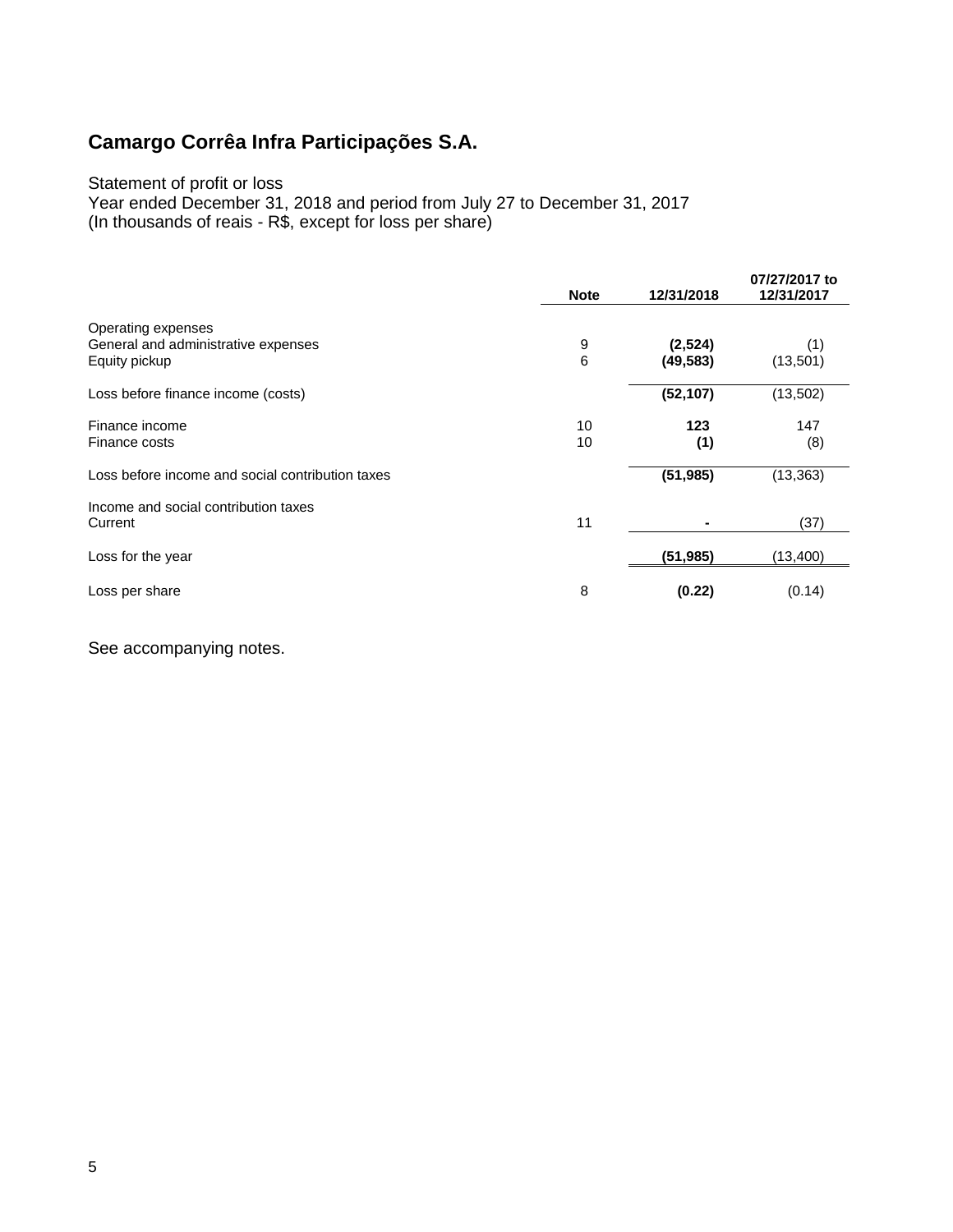# Camargo Corrêa Infra Participações S.A.

Statement of profit or loss
Year ended December 31, 2018 and period from July 27 to December 31, 2017
(In thousands of reais - R$, except for loss per share)

| | Note | 12/31/2018 | 07/27/2017 to 12/31/2017 |
|---|---|---|---|
| Operating expenses | | | |
| General and administrative expenses | 9 | **(2,524)** | (1) |
| Equity pickup | 6 | **(49,583)** | (13,501) |
| Loss before finance income (costs) | | **(52,107)** | (13,502) |
| Finance income | 10 | **123** | 147 |
| Finance costs | 10 | **(1)** | (8) |
| Loss before income and social contribution taxes | | **(51,985)** | (13,363) |
| Income and social contribution taxes | | | |
| Current | 11 | **-** | (37) |
| Loss for the year | | **(51,985)** | (13,400) |
| Loss per share | 8 | **(0.22)** | (0.14) |

See accompanying notes.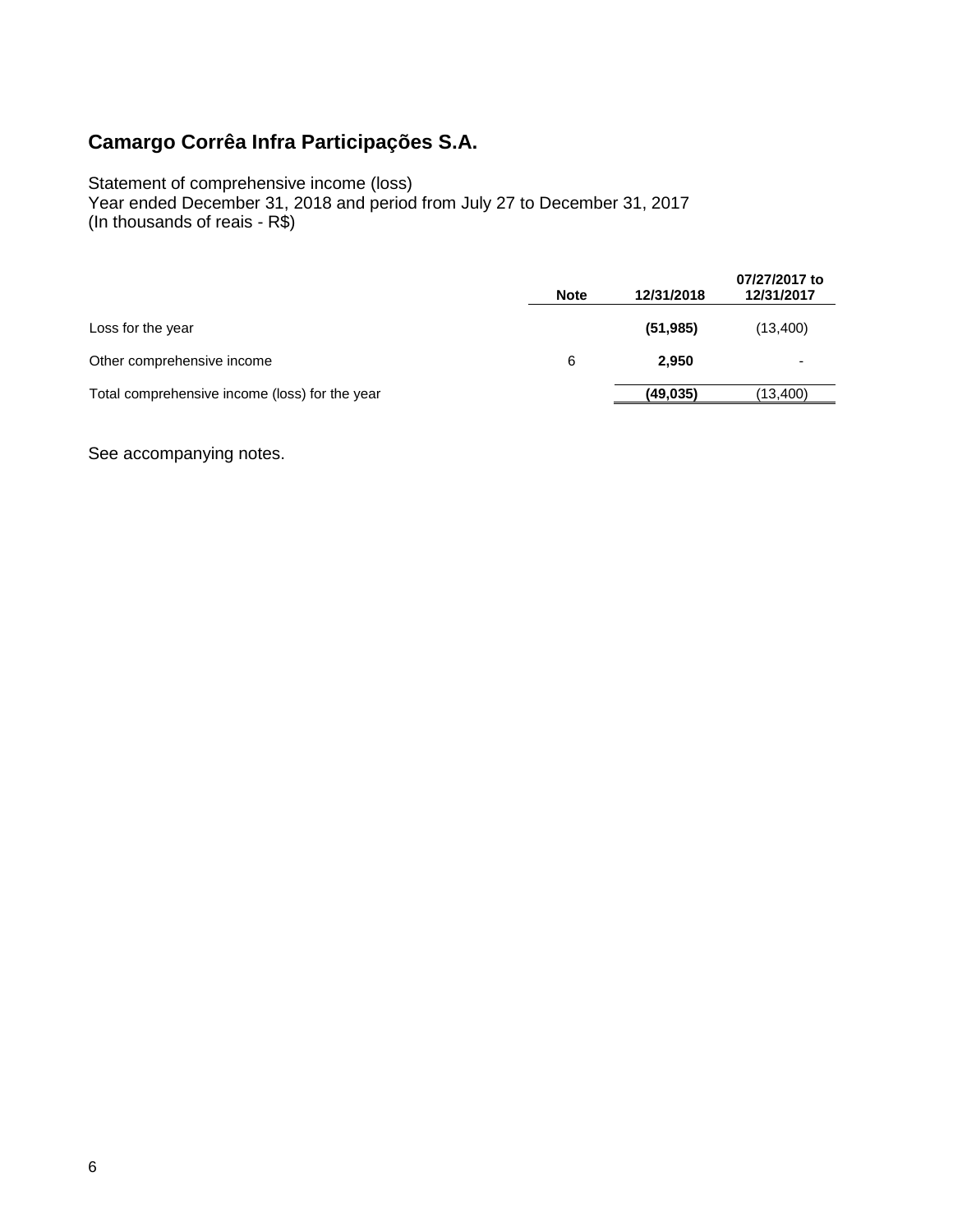# Camargo Corrêa Infra Participações S.A.

Statement of comprehensive income (loss)
Year ended December 31, 2018 and period from July 27 to December 31, 2017
(In thousands of reais - R$)

| | Note | 12/31/2018 | 07/27/2017 to 12/31/2017 |
|---|---|---|---|
| Loss for the year | | **(51,985)** | (13,400) |
| Other comprehensive income | 6 | **2,950** | - |
| Total comprehensive income (loss) for the year | | **(49,035)** | (13,400) |

See accompanying notes.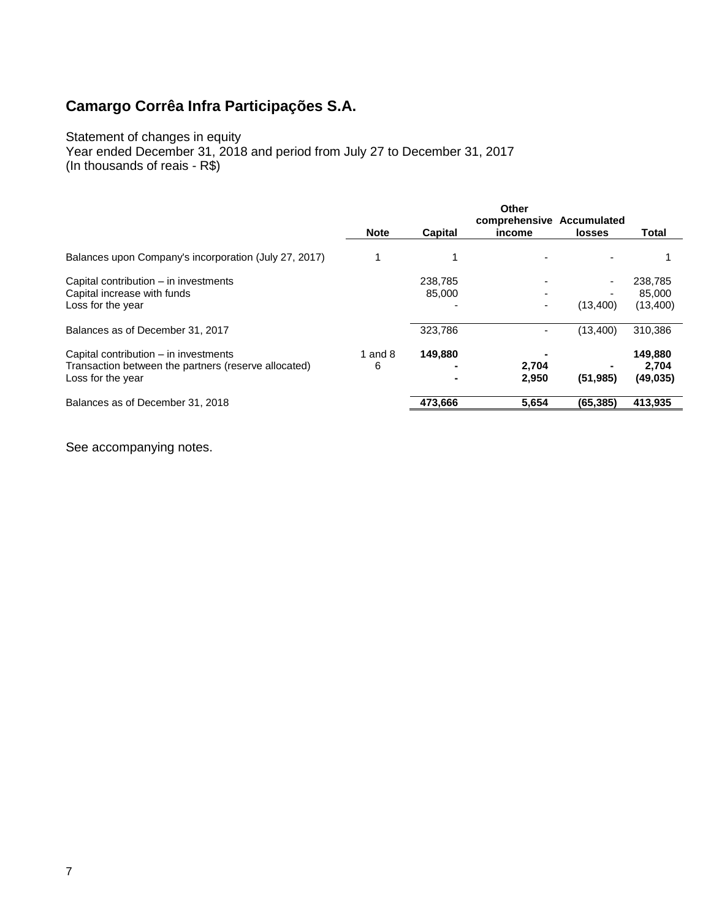# Camargo Corrêa Infra Participações S.A.

Statement of changes in equity
Year ended December 31, 2018 and period from July 27 to December 31, 2017
(In thousands of reais - R$)

| | Note | Capital | Other comprehensive income | Accumulated losses | Total |
|---|---|---|---|---|---|
| Balances upon Company's incorporation (July 27, 2017) | 1 | 1 | - | - | 1 |
| Capital contribution – in investments | | 238,785 | - | - | 238,785 |
| Capital increase with funds | | 85,000 | - | - | 85,000 |
| Loss for the year | | - | - | (13,400) | (13,400) |
| Balances as of December 31, 2017 | | 323,786 | - | (13,400) | 310,386 |
| Capital contribution – in investments | 1 and 8 | **149,880** | **-** | | **149,880** |
| Transaction between the partners (reserve allocated) | 6 | **-** | **2,704** | **-** | **2,704** |
| Loss for the year | | **-** | **2,950** | **(51,985)** | **(49,035)** |
| Balances as of December 31, 2018 | | **473,666** | **5,654** | **(65,385)** | **413,935** |

See accompanying notes.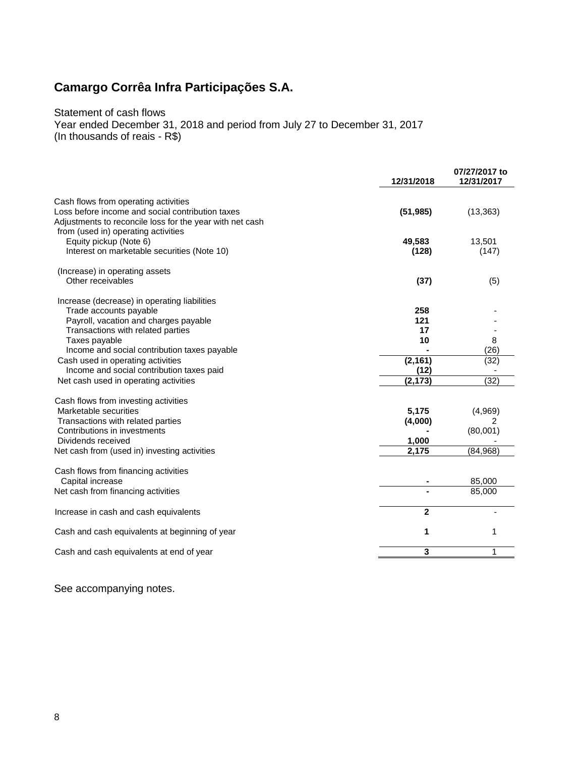# Camargo Corrêa Infra Participações S.A.

Statement of cash flows
Year ended December 31, 2018 and period from July 27 to December 31, 2017
(In thousands of reais - R$)

| | 12/31/2018 | 07/27/2017 to 12/31/2017 |
|---|---|---|
| Cash flows from operating activities | | |
| Loss before income and social contribution taxes | **(51,985)** | (13,363) |
| Adjustments to reconcile loss for the year with net cash from (used in) operating activities | | |
| Equity pickup (Note 6) | **49,583** | 13,501 |
| Interest on marketable securities (Note 10) | **(128)** | (147) |
| (Increase) in operating assets | | |
| Other receivables | **(37)** | (5) |
| Increase (decrease) in operating liabilities | | |
| Trade accounts payable | **258** | - |
| Payroll, vacation and charges payable | **121** | - |
| Transactions with related parties | **17** | - |
| Taxes payable | **10** | 8 |
| Income and social contribution taxes payable | **-** | (26) |
| Cash used in operating activities | **(2,161)** | (32) |
| Income and social contribution taxes paid | **(12)** | - |
| Net cash used in operating activities | **(2,173)** | (32) |
| Cash flows from investing activities | | |
| Marketable securities | **5,175** | (4,969) |
| Transactions with related parties | **(4,000)** | 2 |
| Contributions in investments | **-** | (80,001) |
| Dividends received | **1,000** | - |
| Net cash from (used in) investing activities | **2,175** | (84,968) |
| Cash flows from financing activities | | |
| Capital increase | **-** | 85,000 |
| Net cash from financing activities | **-** | 85,000 |
| Increase in cash and cash equivalents | **2** | - |
| Cash and cash equivalents at beginning of year | **1** | 1 |
| Cash and cash equivalents at end of year | **3** | 1 |

See accompanying notes.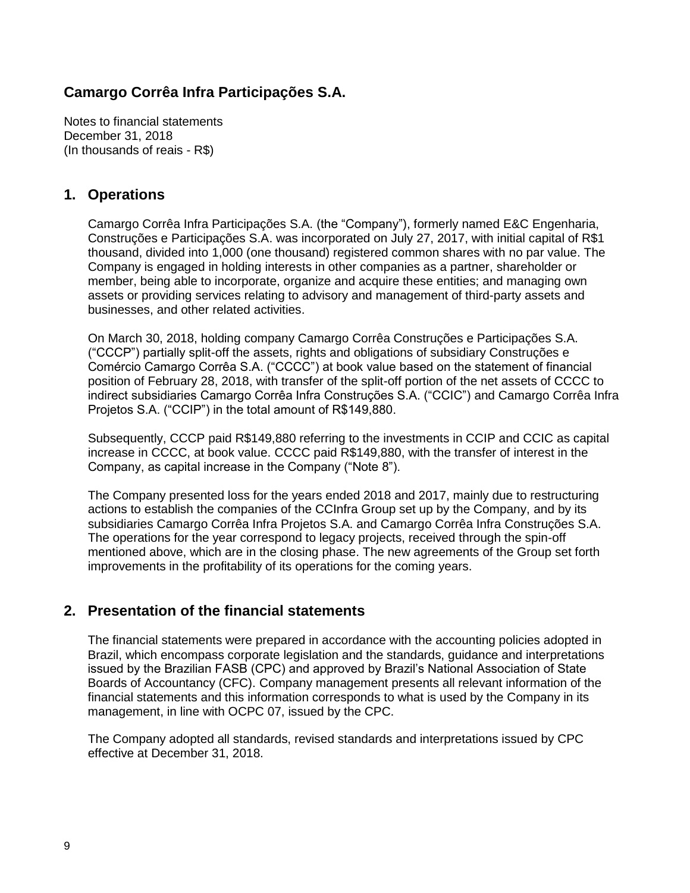# Camargo Corrêa Infra Participações S.A.

Notes to financial statements
December 31, 2018
(In thousands of reais - R$)

## 1. Operations

Camargo Corrêa Infra Participações S.A. (the "Company"), formerly named E&C Engenharia, Construções e Participações S.A. was incorporated on July 27, 2017, with initial capital of R$1 thousand, divided into 1,000 (one thousand) registered common shares with no par value. The Company is engaged in holding interests in other companies as a partner, shareholder or member, being able to incorporate, organize and acquire these entities; and managing own assets or providing services relating to advisory and management of third-party assets and businesses, and other related activities.

On March 30, 2018, holding company Camargo Corrêa Construções e Participações S.A. ("CCCP") partially split-off the assets, rights and obligations of subsidiary Construções e Comércio Camargo Corrêa S.A. ("CCCC") at book value based on the statement of financial position of February 28, 2018, with transfer of the split-off portion of the net assets of CCCC to indirect subsidiaries Camargo Corrêa Infra Construções S.A. ("CCIC") and Camargo Corrêa Infra Projetos S.A. ("CCIP") in the total amount of R$149,880.

Subsequently, CCCP paid R$149,880 referring to the investments in CCIP and CCIC as capital increase in CCCC, at book value. CCCC paid R$149,880, with the transfer of interest in the Company, as capital increase in the Company ("Note 8").

The Company presented loss for the years ended 2018 and 2017, mainly due to restructuring actions to establish the companies of the CCInfra Group set up by the Company, and by its subsidiaries Camargo Corrêa Infra Projetos S.A. and Camargo Corrêa Infra Construções S.A. The operations for the year correspond to legacy projects, received through the spin-off mentioned above, which are in the closing phase. The new agreements of the Group set forth improvements in the profitability of its operations for the coming years.

## 2. Presentation of the financial statements

The financial statements were prepared in accordance with the accounting policies adopted in Brazil, which encompass corporate legislation and the standards, guidance and interpretations issued by the Brazilian FASB (CPC) and approved by Brazil's National Association of State Boards of Accountancy (CFC). Company management presents all relevant information of the financial statements and this information corresponds to what is used by the Company in its management, in line with OCPC 07, issued by the CPC.

The Company adopted all standards, revised standards and interpretations issued by CPC effective at December 31, 2018.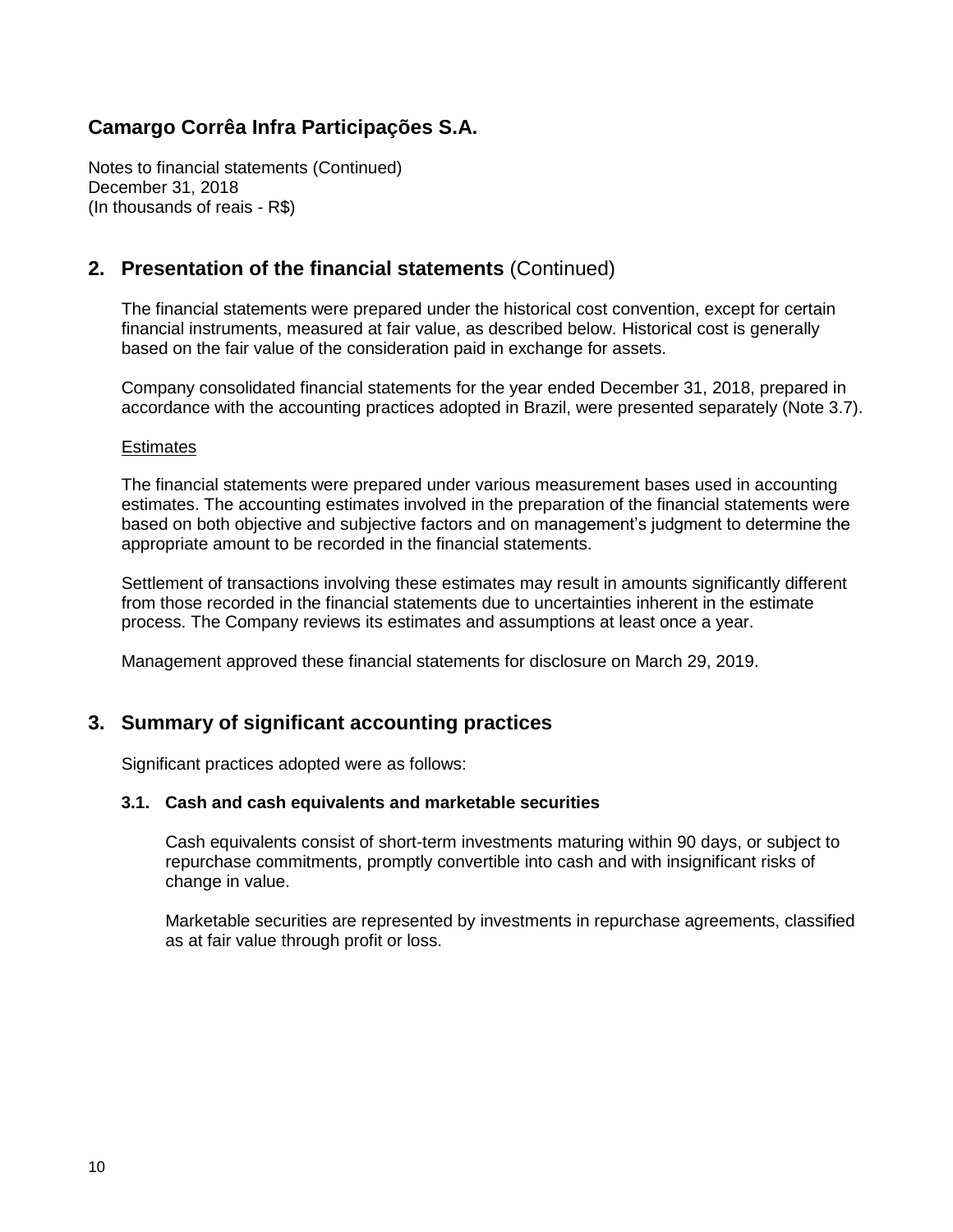## 2. Presentation of the financial statements (Continued)

The financial statements were prepared under the historical cost convention, except for certain financial instruments, measured at fair value, as described below. Historical cost is generally based on the fair value of the consideration paid in exchange for assets.

Company consolidated financial statements for the year ended December 31, 2018, prepared in accordance with the accounting practices adopted in Brazil, were presented separately (Note 3.7).

Estimates

The financial statements were prepared under various measurement bases used in accounting estimates. The accounting estimates involved in the preparation of the financial statements were based on both objective and subjective factors and on management's judgment to determine the appropriate amount to be recorded in the financial statements.

Settlement of transactions involving these estimates may result in amounts significantly different from those recorded in the financial statements due to uncertainties inherent in the estimate process. The Company reviews its estimates and assumptions at least once a year.

Management approved these financial statements for disclosure on March 29, 2019.

## 3. Summary of significant accounting practices

Significant practices adopted were as follows:

### 3.1. Cash and cash equivalents and marketable securities

Cash equivalents consist of short-term investments maturing within 90 days, or subject to repurchase commitments, promptly convertible into cash and with insignificant risks of change in value.

Marketable securities are represented by investments in repurchase agreements, classified as at fair value through profit or loss.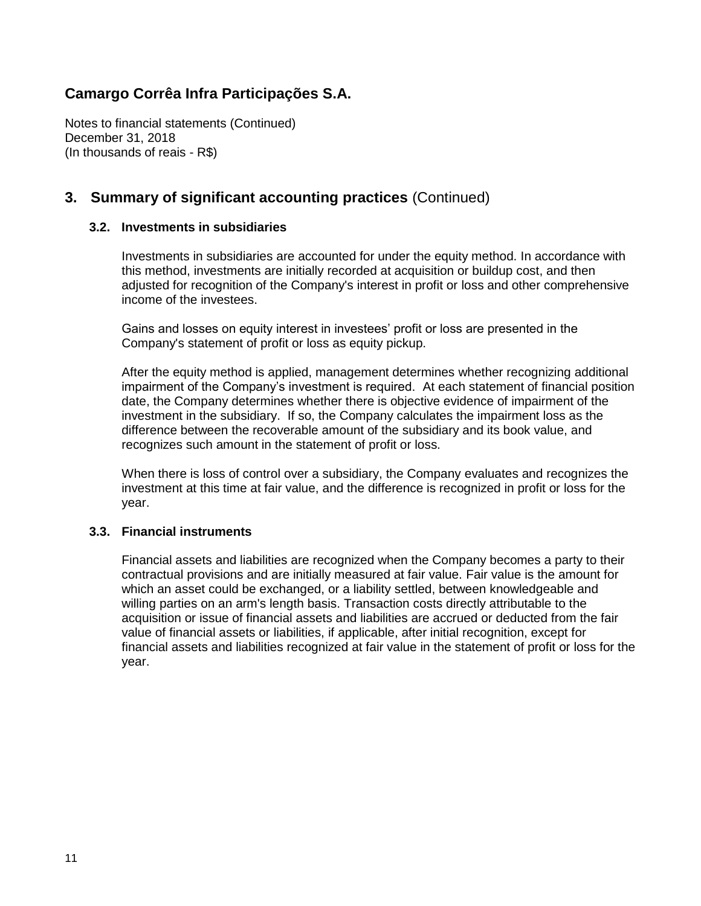# Camargo Corrêa Infra Participações S.A.

Notes to financial statements (Continued)
December 31, 2018
(In thousands of reais - R$)

## 3. Summary of significant accounting practices (Continued)

### 3.2. Investments in subsidiaries

Investments in subsidiaries are accounted for under the equity method. In accordance with this method, investments are initially recorded at acquisition or buildup cost, and then adjusted for recognition of the Company's interest in profit or loss and other comprehensive income of the investees.

Gains and losses on equity interest in investees' profit or loss are presented in the Company's statement of profit or loss as equity pickup.

After the equity method is applied, management determines whether recognizing additional impairment of the Company's investment is required. At each statement of financial position date, the Company determines whether there is objective evidence of impairment of the investment in the subsidiary. If so, the Company calculates the impairment loss as the difference between the recoverable amount of the subsidiary and its book value, and recognizes such amount in the statement of profit or loss.

When there is loss of control over a subsidiary, the Company evaluates and recognizes the investment at this time at fair value, and the difference is recognized in profit or loss for the year.

### 3.3. Financial instruments

Financial assets and liabilities are recognized when the Company becomes a party to their contractual provisions and are initially measured at fair value. Fair value is the amount for which an asset could be exchanged, or a liability settled, between knowledgeable and willing parties on an arm's length basis. Transaction costs directly attributable to the acquisition or issue of financial assets and liabilities are accrued or deducted from the fair value of financial assets or liabilities, if applicable, after initial recognition, except for financial assets and liabilities recognized at fair value in the statement of profit or loss for the year.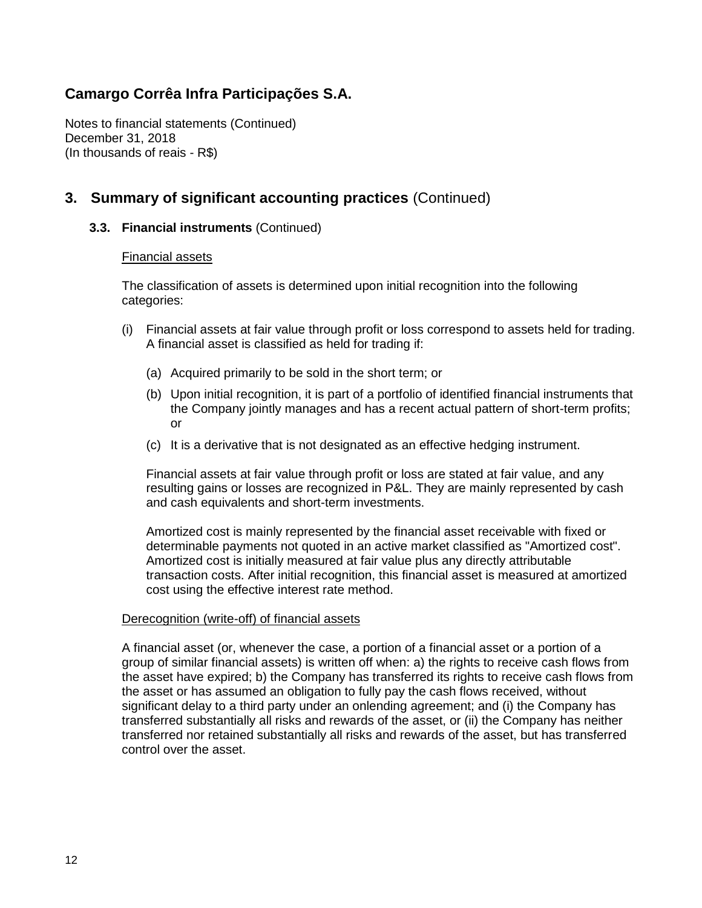# Camargo Corrêa Infra Participações S.A.

Notes to financial statements (Continued)
December 31, 2018
(In thousands of reais - R$)

## 3. Summary of significant accounting practices (Continued)

### 3.3. Financial instruments (Continued)

Financial assets

The classification of assets is determined upon initial recognition into the following categories:

(i) Financial assets at fair value through profit or loss correspond to assets held for trading. A financial asset is classified as held for trading if:

   (a) Acquired primarily to be sold in the short term; or

   (b) Upon initial recognition, it is part of a portfolio of identified financial instruments that the Company jointly manages and has a recent actual pattern of short-term profits; or

   (c) It is a derivative that is not designated as an effective hedging instrument.

   Financial assets at fair value through profit or loss are stated at fair value, and any resulting gains or losses are recognized in P&L. They are mainly represented by cash and cash equivalents and short-term investments.

   Amortized cost is mainly represented by the financial asset receivable with fixed or determinable payments not quoted in an active market classified as "Amortized cost". Amortized cost is initially measured at fair value plus any directly attributable transaction costs. After initial recognition, this financial asset is measured at amortized cost using the effective interest rate method.

Derecognition (write-off) of financial assets

A financial asset (or, whenever the case, a portion of a financial asset or a portion of a group of similar financial assets) is written off when: a) the rights to receive cash flows from the asset have expired; b) the Company has transferred its rights to receive cash flows from the asset or has assumed an obligation to fully pay the cash flows received, without significant delay to a third party under an onlending agreement; and (i) the Company has transferred substantially all risks and rewards of the asset, or (ii) the Company has neither transferred nor retained substantially all risks and rewards of the asset, but has transferred control over the asset.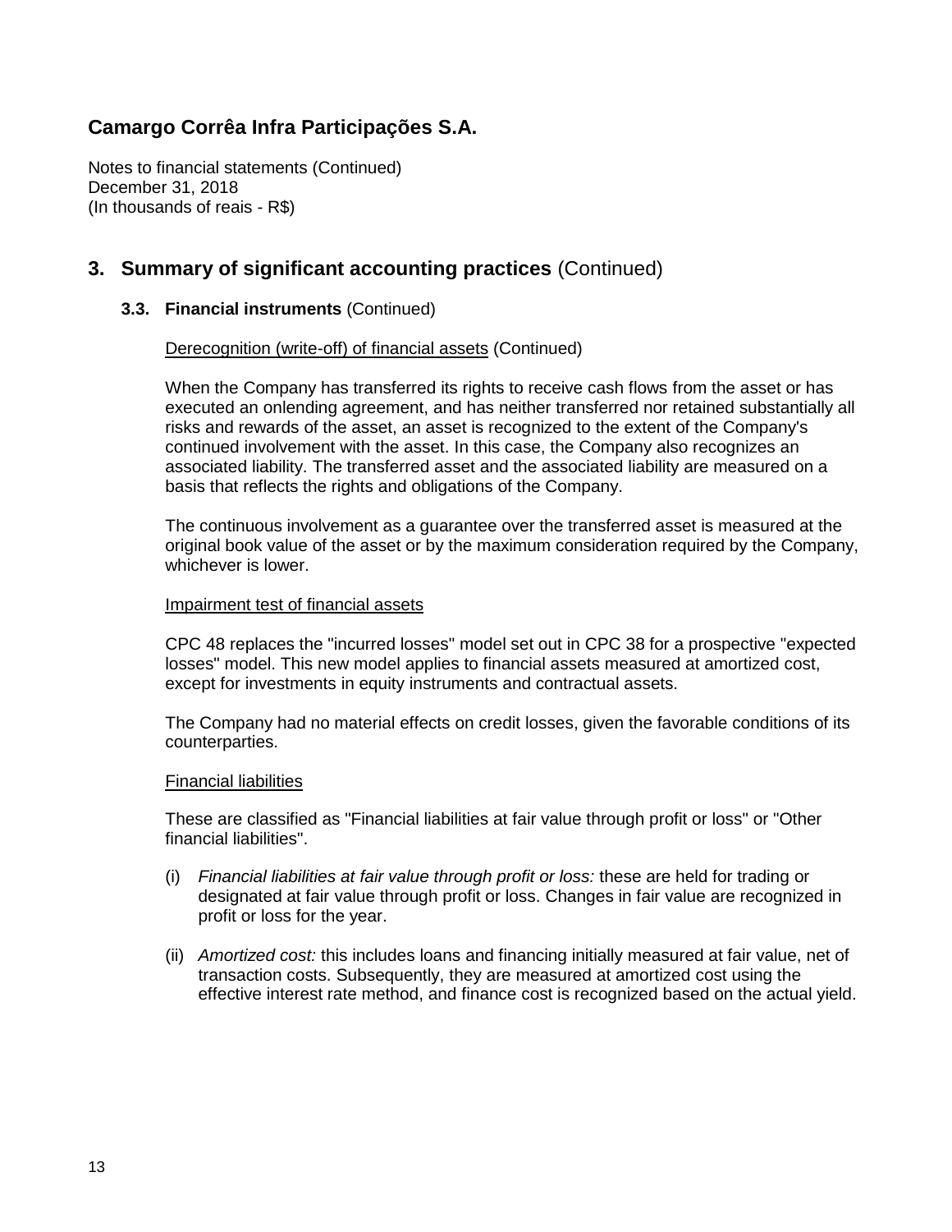# Camargo Corrêa Infra Participações S.A.

Notes to financial statements (Continued)
December 31, 2018
(In thousands of reais - R$)

## 3. Summary of significant accounting practices (Continued)

### 3.3. Financial instruments (Continued)

Derecognition (write-off) of financial assets (Continued)

When the Company has transferred its rights to receive cash flows from the asset or has executed an onlending agreement, and has neither transferred nor retained substantially all risks and rewards of the asset, an asset is recognized to the extent of the Company's continued involvement with the asset. In this case, the Company also recognizes an associated liability. The transferred asset and the associated liability are measured on a basis that reflects the rights and obligations of the Company.

The continuous involvement as a guarantee over the transferred asset is measured at the original book value of the asset or by the maximum consideration required by the Company, whichever is lower.

Impairment test of financial assets

CPC 48 replaces the "incurred losses" model set out in CPC 38 for a prospective "expected losses" model. This new model applies to financial assets measured at amortized cost, except for investments in equity instruments and contractual assets.

The Company had no material effects on credit losses, given the favorable conditions of its counterparties.

Financial liabilities

These are classified as "Financial liabilities at fair value through profit or loss" or "Other financial liabilities".

(i) *Financial liabilities at fair value through profit or loss:* these are held for trading or designated at fair value through profit or loss. Changes in fair value are recognized in profit or loss for the year.

(ii) *Amortized cost:* this includes loans and financing initially measured at fair value, net of transaction costs. Subsequently, they are measured at amortized cost using the effective interest rate method, and finance cost is recognized based on the actual yield.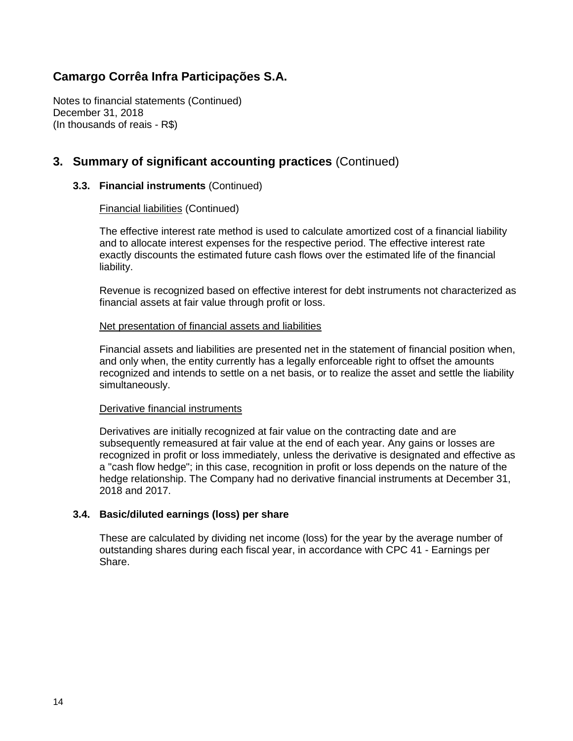# Camargo Corrêa Infra Participações S.A.

Notes to financial statements (Continued)
December 31, 2018
(In thousands of reais - R$)

## 3. Summary of significant accounting practices (Continued)

### 3.3. Financial instruments (Continued)

Financial liabilities (Continued)

The effective interest rate method is used to calculate amortized cost of a financial liability and to allocate interest expenses for the respective period. The effective interest rate exactly discounts the estimated future cash flows over the estimated life of the financial liability.

Revenue is recognized based on effective interest for debt instruments not characterized as financial assets at fair value through profit or loss.

Net presentation of financial assets and liabilities

Financial assets and liabilities are presented net in the statement of financial position when, and only when, the entity currently has a legally enforceable right to offset the amounts recognized and intends to settle on a net basis, or to realize the asset and settle the liability simultaneously.

Derivative financial instruments

Derivatives are initially recognized at fair value on the contracting date and are subsequently remeasured at fair value at the end of each year. Any gains or losses are recognized in profit or loss immediately, unless the derivative is designated and effective as a "cash flow hedge"; in this case, recognition in profit or loss depends on the nature of the hedge relationship. The Company had no derivative financial instruments at December 31, 2018 and 2017.

### 3.4. Basic/diluted earnings (loss) per share

These are calculated by dividing net income (loss) for the year by the average number of outstanding shares during each fiscal year, in accordance with CPC 41 - Earnings per Share.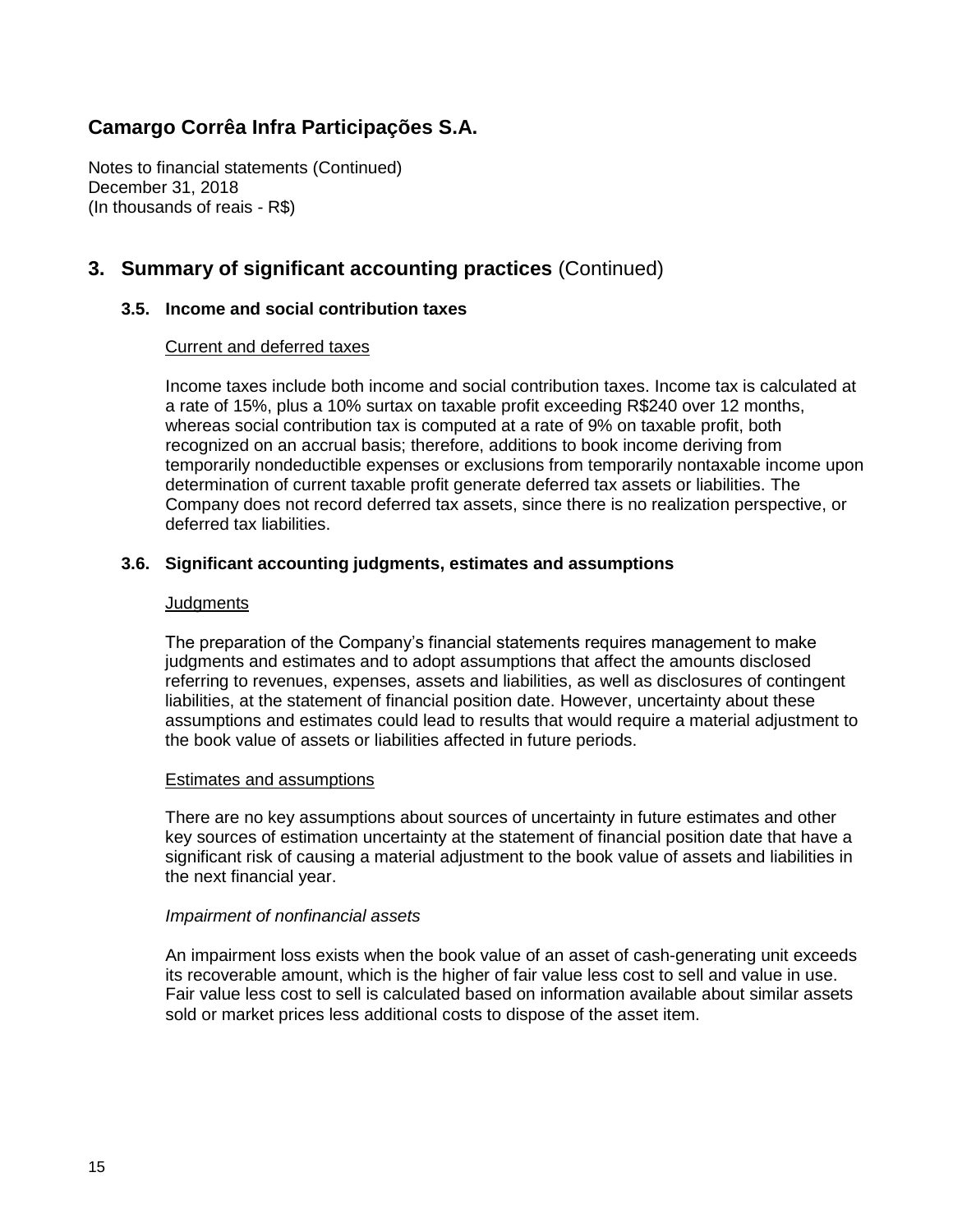# Camargo Corrêa Infra Participações S.A.

Notes to financial statements (Continued)
December 31, 2018
(In thousands of reais - R$)

## 3. Summary of significant accounting practices (Continued)

### 3.5. Income and social contribution taxes

Current and deferred taxes

Income taxes include both income and social contribution taxes. Income tax is calculated at a rate of 15%, plus a 10% surtax on taxable profit exceeding R$240 over 12 months, whereas social contribution tax is computed at a rate of 9% on taxable profit, both recognized on an accrual basis; therefore, additions to book income deriving from temporarily nondeductible expenses or exclusions from temporarily nontaxable income upon determination of current taxable profit generate deferred tax assets or liabilities. The Company does not record deferred tax assets, since there is no realization perspective, or deferred tax liabilities.

### 3.6. Significant accounting judgments, estimates and assumptions

Judgments

The preparation of the Company's financial statements requires management to make judgments and estimates and to adopt assumptions that affect the amounts disclosed referring to revenues, expenses, assets and liabilities, as well as disclosures of contingent liabilities, at the statement of financial position date. However, uncertainty about these assumptions and estimates could lead to results that would require a material adjustment to the book value of assets or liabilities affected in future periods.

Estimates and assumptions

There are no key assumptions about sources of uncertainty in future estimates and other key sources of estimation uncertainty at the statement of financial position date that have a significant risk of causing a material adjustment to the book value of assets and liabilities in the next financial year.

*Impairment of nonfinancial assets*

An impairment loss exists when the book value of an asset of cash-generating unit exceeds its recoverable amount, which is the higher of fair value less cost to sell and value in use. Fair value less cost to sell is calculated based on information available about similar assets sold or market prices less additional costs to dispose of the asset item.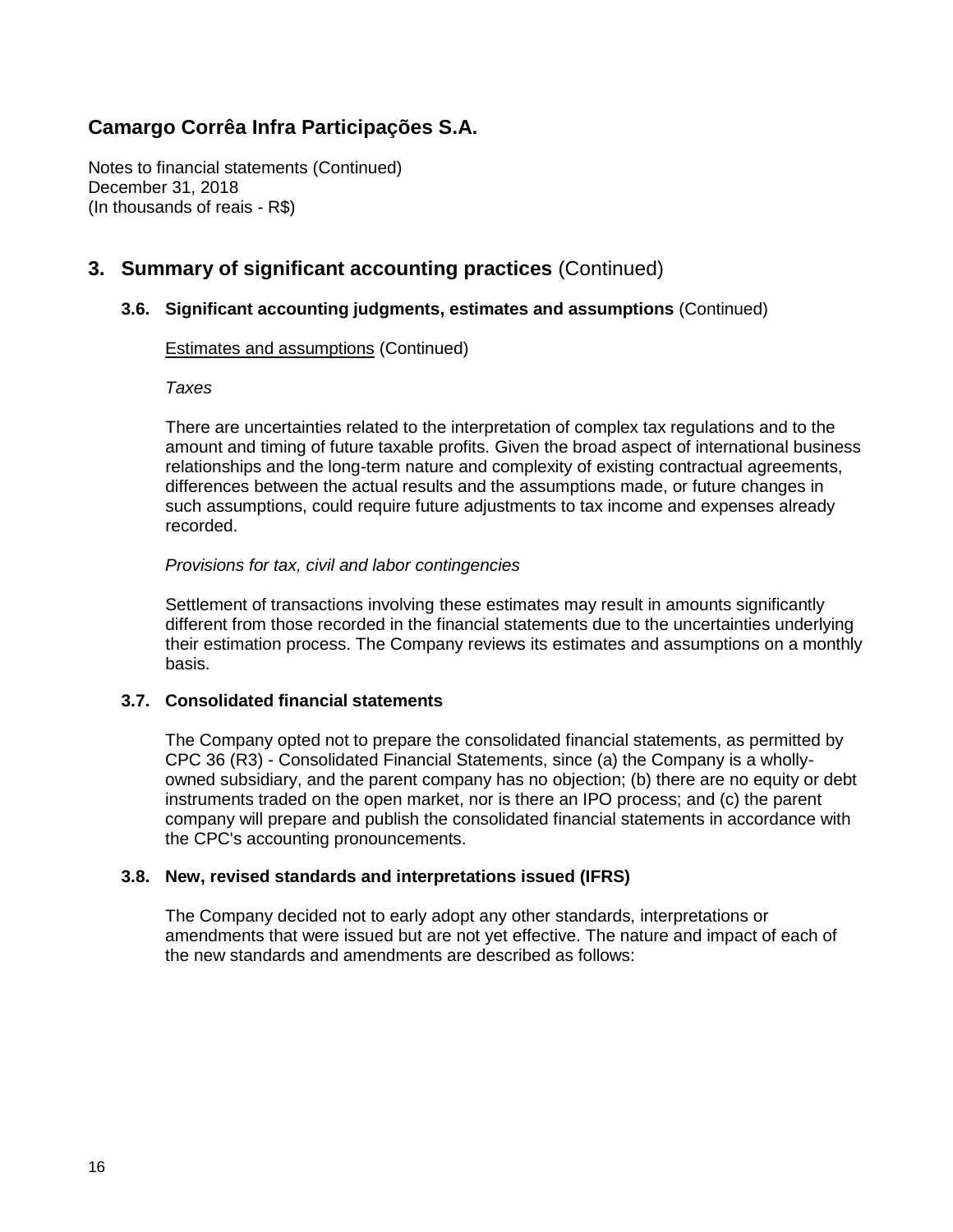## 3. Summary of significant accounting practices (Continued)

### 3.6. Significant accounting judgments, estimates and assumptions (Continued)

Estimates and assumptions (Continued)

*Taxes*

There are uncertainties related to the interpretation of complex tax regulations and to the amount and timing of future taxable profits. Given the broad aspect of international business relationships and the long-term nature and complexity of existing contractual agreements, differences between the actual results and the assumptions made, or future changes in such assumptions, could require future adjustments to tax income and expenses already recorded.

*Provisions for tax, civil and labor contingencies*

Settlement of transactions involving these estimates may result in amounts significantly different from those recorded in the financial statements due to the uncertainties underlying their estimation process. The Company reviews its estimates and assumptions on a monthly basis.

### 3.7. Consolidated financial statements

The Company opted not to prepare the consolidated financial statements, as permitted by CPC 36 (R3) - Consolidated Financial Statements, since (a) the Company is a wholly-owned subsidiary, and the parent company has no objection; (b) there are no equity or debt instruments traded on the open market, nor is there an IPO process; and (c) the parent company will prepare and publish the consolidated financial statements in accordance with the CPC's accounting pronouncements.

### 3.8. New, revised standards and interpretations issued (IFRS)

The Company decided not to early adopt any other standards, interpretations or amendments that were issued but are not yet effective. The nature and impact of each of the new standards and amendments are described as follows: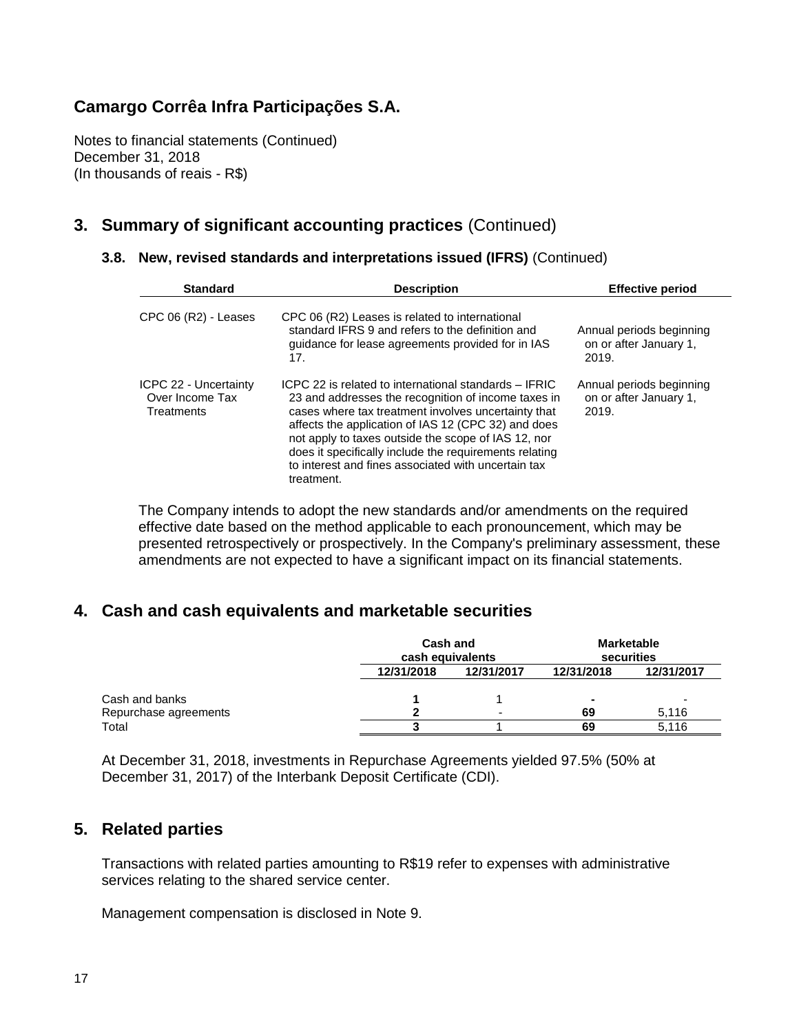# Camargo Corrêa Infra Participações S.A.

Notes to financial statements (Continued)
December 31, 2018
(In thousands of reais - R$)

## 3. Summary of significant accounting practices (Continued)

### 3.8. New, revised standards and interpretations issued (IFRS) (Continued)

| Standard | Description | Effective period |
|---|---|---|
| CPC 06 (R2) - Leases | CPC 06 (R2) Leases is related to international standard IFRS 9 and refers to the definition and guidance for lease agreements provided for in IAS 17. | Annual periods beginning on or after January 1, 2019. |
| ICPC 22 - Uncertainty Over Income Tax Treatments | ICPC 22 is related to international standards – IFRIC 23 and addresses the recognition of income taxes in cases where tax treatment involves uncertainty that affects the application of IAS 12 (CPC 32) and does not apply to taxes outside the scope of IAS 12, nor does it specifically include the requirements relating to interest and fines associated with uncertain tax treatment. | Annual periods beginning on or after January 1, 2019. |

The Company intends to adopt the new standards and/or amendments on the required effective date based on the method applicable to each pronouncement, which may be presented retrospectively or prospectively. In the Company's preliminary assessment, these amendments are not expected to have a significant impact on its financial statements.

## 4. Cash and cash equivalents and marketable securities

| | Cash and cash equivalents | | Marketable securities | |
|---|---|---|---|---|
| | **12/31/2018** | 12/31/2017 | **12/31/2018** | 12/31/2017 |
| Cash and banks | **1** | 1 | **-** | - |
| Repurchase agreements | **2** | - | **69** | 5,116 |
| Total | **3** | 1 | **69** | 5,116 |

At December 31, 2018, investments in Repurchase Agreements yielded 97.5% (50% at December 31, 2017) of the Interbank Deposit Certificate (CDI).

## 5. Related parties

Transactions with related parties amounting to R$19 refer to expenses with administrative services relating to the shared service center.

Management compensation is disclosed in Note 9.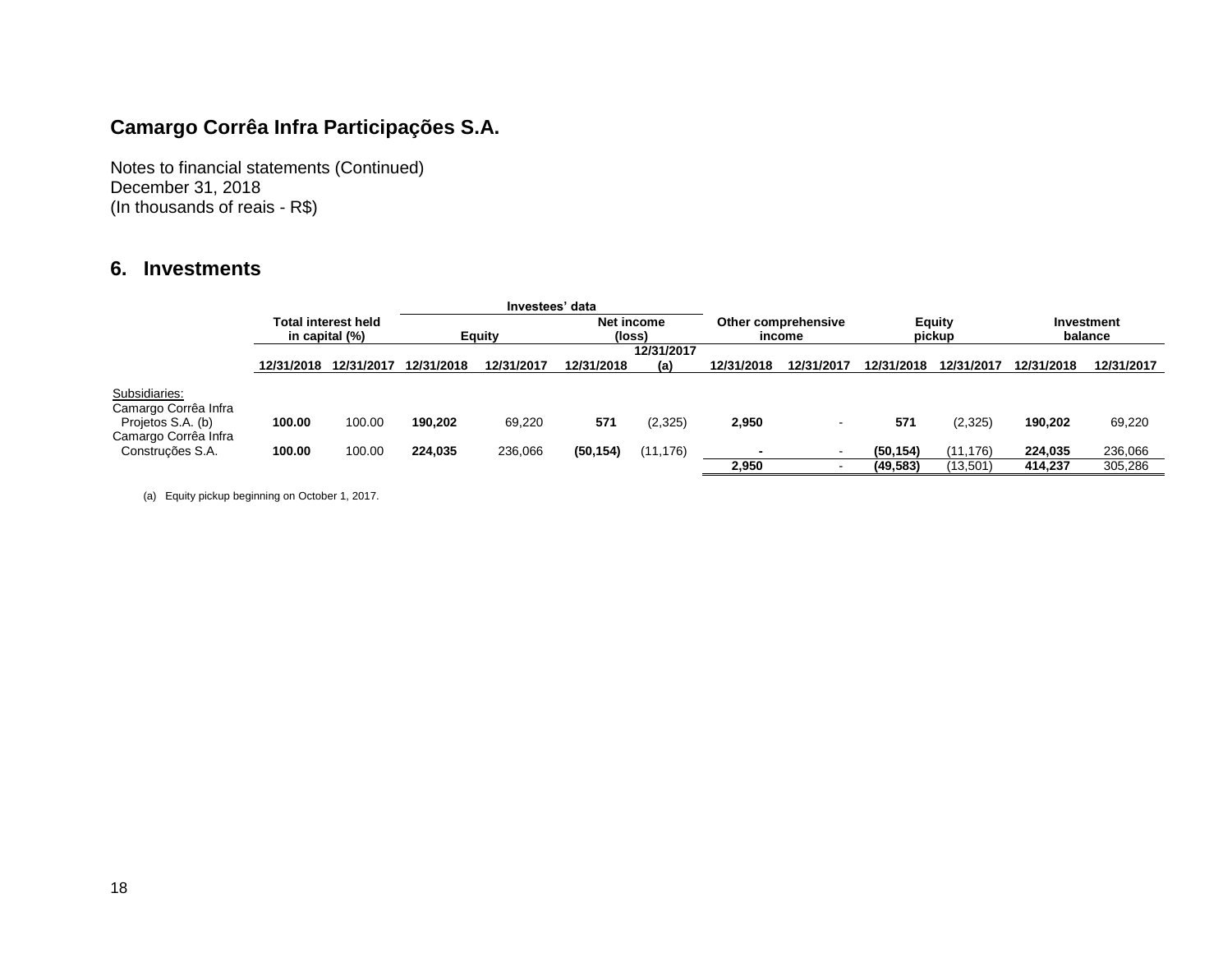# Camargo Corrêa Infra Participações S.A.

Notes to financial statements (Continued)
December 31, 2018
(In thousands of reais - R$)

## 6. Investments

| | Total interest held in capital (%) | | Investees' data | | | | Other comprehensive income | | Equity pickup | | Investment balance | |
|---|---|---|---|---|---|---|---|---|---|---|---|---|
| | | | Equity | | Net income (loss) | | | | | | | |
| | 12/31/2018 | 12/31/2017 | 12/31/2018 | 12/31/2017 | 12/31/2018 | 12/31/2017 (a) | 12/31/2018 | 12/31/2017 | 12/31/2018 | 12/31/2017 | 12/31/2018 | 12/31/2017 |
| Subsidiaries: | | | | | | | | | | | | |
| Camargo Corrêa Infra Projetos S.A. (b) | **100.00** | 100.00 | **190,202** | 69,220 | **571** | (2,325) | **2,950** | - | **571** | (2,325) | **190,202** | 69,220 |
| Camargo Corrêa Infra Construções S.A. | **100.00** | 100.00 | **224,035** | 236,066 | **(50,154)** | (11,176) | **-** | - | **(50,154)** | (11,176) | **224,035** | 236,066 |
| | | | | | | | **2,950** | - | **(49,583)** | (13,501) | **414,237** | 305,286 |

(a) Equity pickup beginning on October 1, 2017.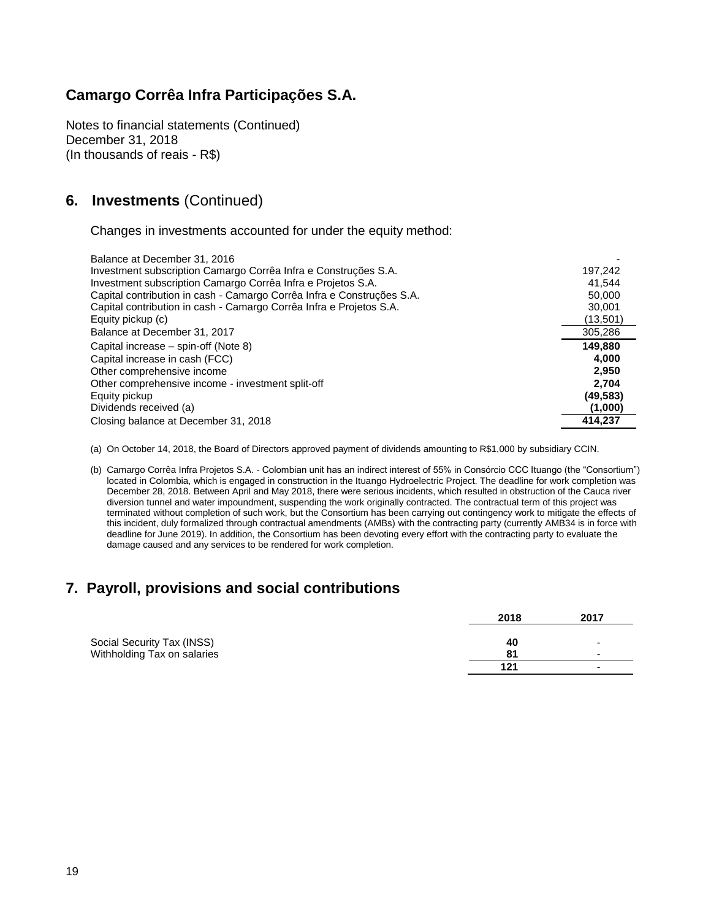# Camargo Corrêa Infra Participações S.A.

Notes to financial statements (Continued)
December 31, 2018
(In thousands of reais - R$)

## 6. Investments (Continued)

Changes in investments accounted for under the equity method:

| | |
|---|---|
| Balance at December 31, 2016 | - |
| Investment subscription Camargo Corrêa Infra e Construções S.A. | 197,242 |
| Investment subscription Camargo Corrêa Infra e Projetos S.A. | 41,544 |
| Capital contribution in cash - Camargo Corrêa Infra e Construções S.A. | 50,000 |
| Capital contribution in cash - Camargo Corrêa Infra e Projetos S.A. | 30,001 |
| Equity pickup (c) | (13,501) |
| Balance at December 31, 2017 | 305,286 |
| Capital increase – spin-off (Note 8) | **149,880** |
| Capital increase in cash (FCC) | **4,000** |
| Other comprehensive income | **2,950** |
| Other comprehensive income - investment split-off | **2,704** |
| Equity pickup | **(49,583)** |
| Dividends received (a) | **(1,000)** |
| Closing balance at December 31, 2018 | **414,237** |

(a) On October 14, 2018, the Board of Directors approved payment of dividends amounting to R$1,000 by subsidiary CCIN.

(b) Camargo Corrêa Infra Projetos S.A. - Colombian unit has an indirect interest of 55% in Consórcio CCC Ituango (the "Consortium") located in Colombia, which is engaged in construction in the Ituango Hydroelectric Project. The deadline for work completion was December 28, 2018. Between April and May 2018, there were serious incidents, which resulted in obstruction of the Cauca river diversion tunnel and water impoundment, suspending the work originally contracted. The contractual term of this project was terminated without completion of such work, but the Consortium has been carrying out contingency work to mitigate the effects of this incident, duly formalized through contractual amendments (AMBs) with the contracting party (currently AMB34 is in force with deadline for June 2019). In addition, the Consortium has been devoting every effort with the contracting party to evaluate the damage caused and any services to be rendered for work completion.

## 7. Payroll, provisions and social contributions

| | 2018 | 2017 |
|---|---|---|
| Social Security Tax (INSS) | **40** | - |
| Withholding Tax on salaries | **81** | - |
| | **121** | - |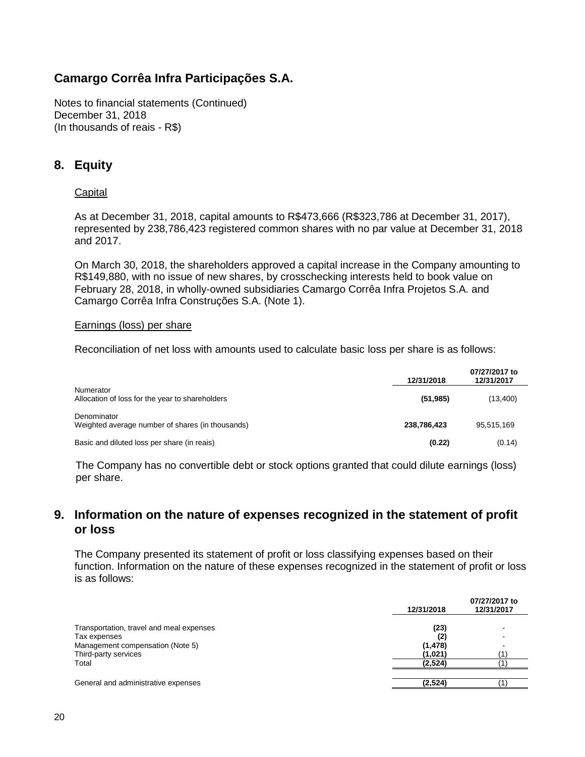# Camargo Corrêa Infra Participações S.A.

Notes to financial statements (Continued)
December 31, 2018
(In thousands of reais - R$)

## 8. Equity

Capital

As at December 31, 2018, capital amounts to R$473,666 (R$323,786 at December 31, 2017), represented by 238,786,423 registered common shares with no par value at December 31, 2018 and 2017.

On March 30, 2018, the shareholders approved a capital increase in the Company amounting to R$149,880, with no issue of new shares, by crosschecking interests held to book value on February 28, 2018, in wholly-owned subsidiaries Camargo Corrêa Infra Projetos S.A. and Camargo Corrêa Infra Construções S.A. (Note 1).

Earnings (loss) per share

Reconciliation of net loss with amounts used to calculate basic loss per share is as follows:

| | 12/31/2018 | 07/27/2017 to 12/31/2017 |
|---|---|---|
| Numerator | | |
| Allocation of loss for the year to shareholders | **(51,985)** | (13,400) |
| Denominator | | |
| Weighted average number of shares (in thousands) | **238,786,423** | 95,515,169 |
| Basic and diluted loss per share (in reais) | **(0.22)** | (0.14) |

The Company has no convertible debt or stock options granted that could dilute earnings (loss) per share.

## 9. Information on the nature of expenses recognized in the statement of profit or loss

The Company presented its statement of profit or loss classifying expenses based on their function. Information on the nature of these expenses recognized in the statement of profit or loss is as follows:

| | 12/31/2018 | 07/27/2017 to 12/31/2017 |
|---|---|---|
| Transportation, travel and meal expenses | **(23)** | - |
| Tax expenses | **(2)** | - |
| Management compensation (Note 5) | **(1,478)** | - |
| Third-party services | **(1,021)** | (1) |
| Total | **(2,524)** | (1) |
| General and administrative expenses | **(2,524)** | (1) |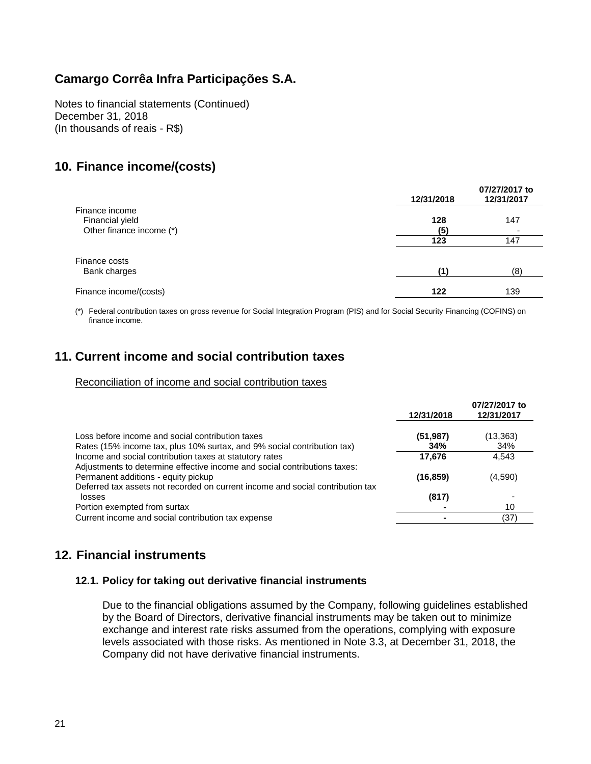# Camargo Corrêa Infra Participações S.A.

Notes to financial statements (Continued)
December 31, 2018
(In thousands of reais - R$)

## 10. Finance income/(costs)

| | 12/31/2018 | 07/27/2017 to 12/31/2017 |
|---|---|---|
| Finance income | | |
| Financial yield | **128** | 147 |
| Other finance income (*) | **(5)** | - |
| | **123** | 147 |
| | | |
| Finance costs | | |
| Bank charges | **(1)** | (8) |
| | | |
| Finance income/(costs) | **122** | 139 |

(*) Federal contribution taxes on gross revenue for Social Integration Program (PIS) and for Social Security Financing (COFINS) on finance income.

## 11. Current income and social contribution taxes

Reconciliation of income and social contribution taxes

| | 12/31/2018 | 07/27/2017 to 12/31/2017 |
|---|---|---|
| Loss before income and social contribution taxes | **(51,987)** | (13,363) |
| Rates (15% income tax, plus 10% surtax, and 9% social contribution tax) | **34%** | 34% |
| Income and social contribution taxes at statutory rates | **17,676** | 4,543 |
| Adjustments to determine effective income and social contributions taxes: | | |
| Permanent additions - equity pickup | **(16,859)** | (4,590) |
| Deferred tax assets not recorded on current income and social contribution tax losses | **(817)** | - |
| Portion exempted from surtax | **-** | 10 |
| Current income and social contribution tax expense | **-** | (37) |

## 12. Financial instruments

### 12.1. Policy for taking out derivative financial instruments

Due to the financial obligations assumed by the Company, following guidelines established by the Board of Directors, derivative financial instruments may be taken out to minimize exchange and interest rate risks assumed from the operations, complying with exposure levels associated with those risks. As mentioned in Note 3.3, at December 31, 2018, the Company did not have derivative financial instruments.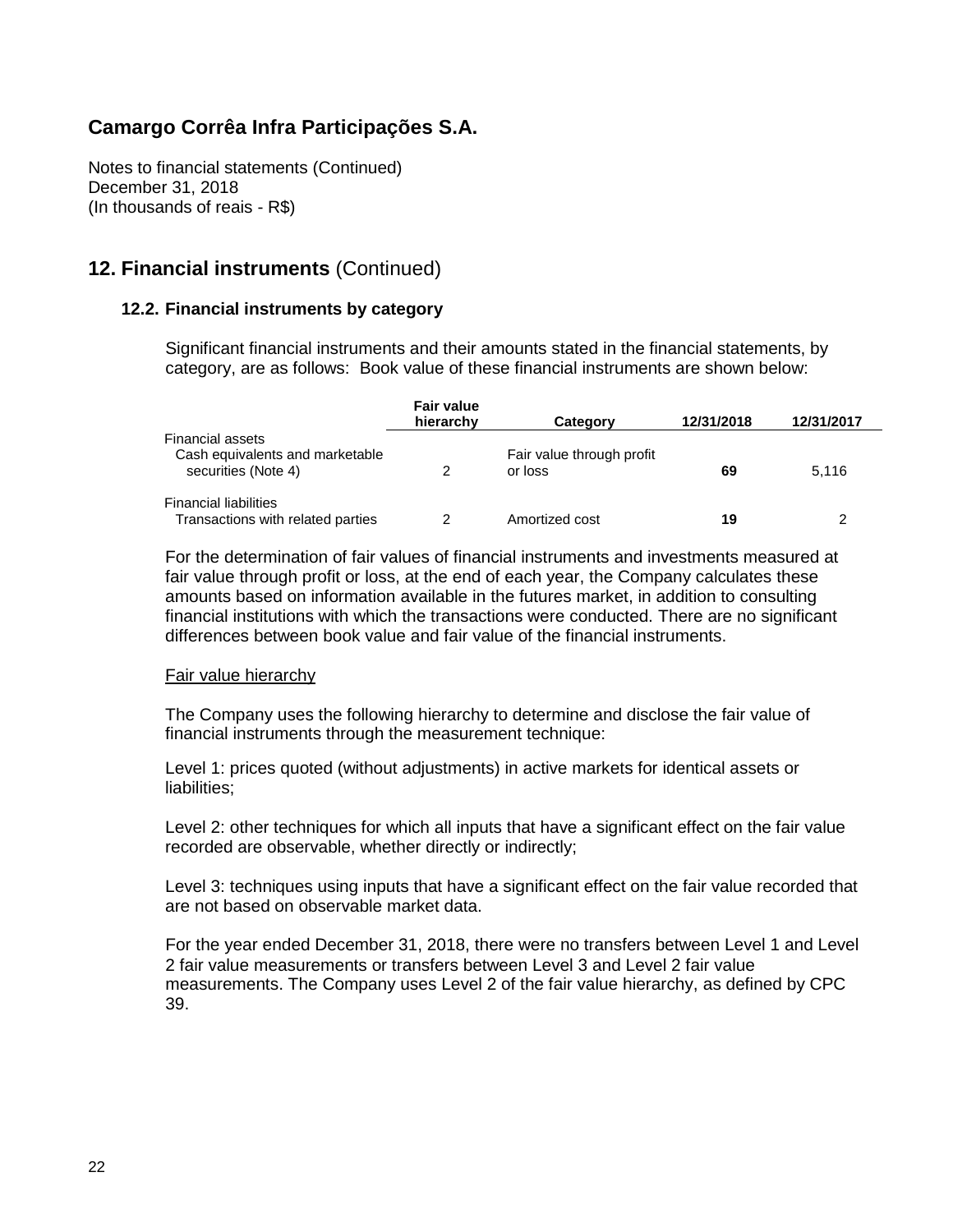## Camargo Corrêa Infra Participações S.A.

Notes to financial statements (Continued)
December 31, 2018
(In thousands of reais - R$)

## 12. Financial instruments (Continued)

### 12.2. Financial instruments by category

Significant financial instruments and their amounts stated in the financial statements, by category, are as follows: Book value of these financial instruments are shown below:

| | Fair value hierarchy | Category | 12/31/2018 | 12/31/2017 |
|---|---|---|---|---|
| Financial assets | | | | |
| Cash equivalents and marketable securities (Note 4) | 2 | Fair value through profit or loss | **69** | 5,116 |
| Financial liabilities | | | | |
| Transactions with related parties | 2 | Amortized cost | **19** | 2 |

For the determination of fair values of financial instruments and investments measured at fair value through profit or loss, at the end of each year, the Company calculates these amounts based on information available in the futures market, in addition to consulting financial institutions with which the transactions were conducted. There are no significant differences between book value and fair value of the financial instruments.

Fair value hierarchy

The Company uses the following hierarchy to determine and disclose the fair value of financial instruments through the measurement technique:

Level 1: prices quoted (without adjustments) in active markets for identical assets or liabilities;

Level 2: other techniques for which all inputs that have a significant effect on the fair value recorded are observable, whether directly or indirectly;

Level 3: techniques using inputs that have a significant effect on the fair value recorded that are not based on observable market data.

For the year ended December 31, 2018, there were no transfers between Level 1 and Level 2 fair value measurements or transfers between Level 3 and Level 2 fair value measurements. The Company uses Level 2 of the fair value hierarchy, as defined by CPC 39.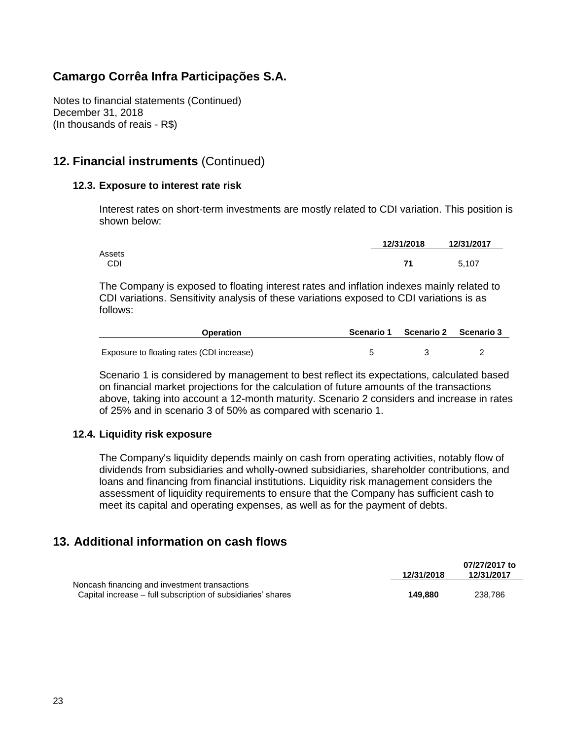# Camargo Corrêa Infra Participações S.A.

Notes to financial statements (Continued)
December 31, 2018
(In thousands of reais - R$)

## 12. Financial instruments (Continued)

### 12.3. Exposure to interest rate risk

Interest rates on short-term investments are mostly related to CDI variation. This position is shown below:

| | 12/31/2018 | 12/31/2017 |
|---|---|---|
| Assets | | |
| CDI | **71** | 5,107 |

The Company is exposed to floating interest rates and inflation indexes mainly related to CDI variations. Sensitivity analysis of these variations exposed to CDI variations is as follows:

| Operation | Scenario 1 | Scenario 2 | Scenario 3 |
|---|---|---|---|
| Exposure to floating rates (CDI increase) | 5 | 3 | 2 |

Scenario 1 is considered by management to best reflect its expectations, calculated based on financial market projections for the calculation of future amounts of the transactions above, taking into account a 12-month maturity. Scenario 2 considers and increase in rates of 25% and in scenario 3 of 50% as compared with scenario 1.

### 12.4. Liquidity risk exposure

The Company's liquidity depends mainly on cash from operating activities, notably flow of dividends from subsidiaries and wholly-owned subsidiaries, shareholder contributions, and loans and financing from financial institutions. Liquidity risk management considers the assessment of liquidity requirements to ensure that the Company has sufficient cash to meet its capital and operating expenses, as well as for the payment of debts.

## 13. Additional information on cash flows

| | 12/31/2018 | 07/27/2017 to 12/31/2017 |
|---|---|---|
| Noncash financing and investment transactions | | |
| Capital increase – full subscription of subsidiaries' shares | **149,880** | 238,786 |